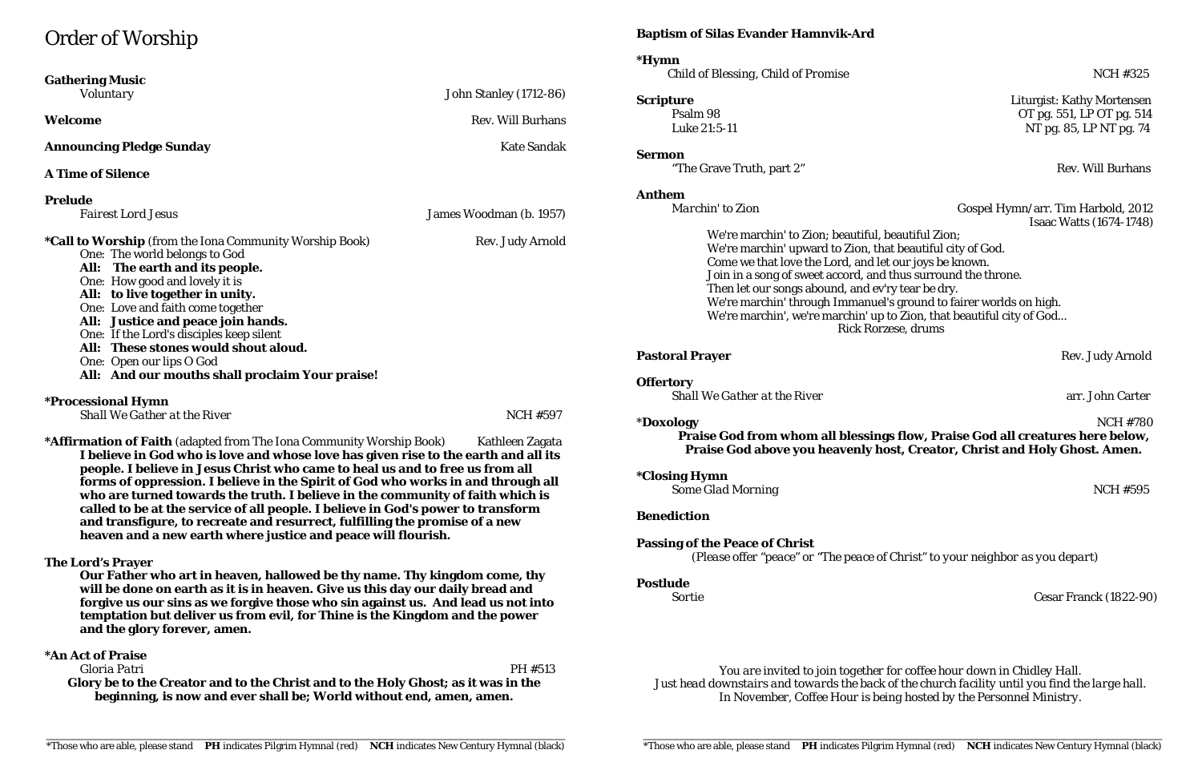# Order of Worship

**Gathering Music**
*Voluntary* — John Stanley (1712-86)

**Welcome** — Rev. Will Burhans

**Announcing Pledge Sunday** — Kate Sandak

**A Time of Silence**

**Prelude**
*Fairest Lord Jesus* — James Woodman (b. 1957)

***Call to Worship** (from the Iona Community Worship Book) — Rev. Judy Arnold

One: The world belongs to God
**All: The earth and its people.**
One: How good and lovely it is
**All: to live together in unity.**
One: Love and faith come together
**All: Justice and peace join hands.**
One: If the Lord's disciples keep silent
**All: These stones would shout aloud.**
One: Open our lips O God
**All: And our mouths shall proclaim Your praise!**

***Processional Hymn**
*Shall We Gather at the River* — NCH #597

***Affirmation of Faith** (adapted from The Iona Community Worship Book) — Kathleen Zagata

**I believe in God who is love and whose love has given rise to the earth and all its people. I believe in Jesus Christ who came to heal us and to free us from all forms of oppression. I believe in the Spirit of God who works in and through all who are turned towards the truth. I believe in the community of faith which is called to be at the service of all people. I believe in God's power to transform and transfigure, to recreate and resurrect, fulfilling the promise of a new heaven and a new earth where justice and peace will flourish.**

**The Lord's Prayer**

**Our Father who art in heaven, hallowed be thy name. Thy kingdom come, thy will be done on earth as it is in heaven. Give us this day our daily bread and forgive us our sins as we forgive those who sin against us. And lead us not into temptation but deliver us from evil, for Thine is the Kingdom and the power and the glory forever, amen.**

***An Act of Praise**
*Gloria Patri* — PH #513

**Glory be to the Creator and to the Christ and to the Holy Ghost; as it was in the beginning, is now and ever shall be; World without end, amen, amen.**

*Those who are able, please stand **PH** indicates Pilgrim Hymnal (red) **NCH** indicates New Century Hymnal (black)

**Baptism of Silas Evander Hamnvik-Ard**

***Hymn**
*Child of Blessing, Child of Promise* — NCH #325

**Scripture** — Liturgist: Kathy Mortensen
Psalm 98 — OT pg. 551, LP OT pg. 514
Luke 21:5-11 — NT pg. 85, LP NT pg. 74

**Sermon**
*"The Grave Truth, part 2"* — Rev. Will Burhans

**Anthem**
*Marchin' to Zion* — Gospel Hymn/arr. Tim Harbold, 2012
Isaac Watts (1674-1748)

We're marchin' to Zion; beautiful, beautiful Zion;
We're marchin' upward to Zion, that beautiful city of God.
Come we that love the Lord, and let our joys be known.
Join in a song of sweet accord, and thus surround the throne.
Then let our songs abound, and ev'ry tear be dry.
We're marchin' through Immanuel's ground to fairer worlds on high.
We're marchin', we're marchin' up to Zion, that beautiful city of God...

Rick Rorzese, drums

**Pastoral Prayer** — Rev. Judy Arnold

**Offertory**
*Shall We Gather at the River* — arr. John Carter

***Doxology** — NCH #780

**Praise God from whom all blessings flow, Praise God all creatures here below, Praise God above you heavenly host, Creator, Christ and Holy Ghost. Amen.**

***Closing Hymn**
*Some Glad Morning* — NCH #595

**Benediction**

**Passing of the Peace of Christ**
*(Please offer "peace" or "The peace of Christ" to your neighbor as you depart)*

**Postlude**
*Sortie* — Cesar Franck (1822-90)

*You are invited to join together for coffee hour down in Chidley Hall.*
*Just head downstairs and towards the back of the church facility until you find the large hall.*
*In November, Coffee Hour is being hosted by the Personnel Ministry.*

*Those who are able, please stand **PH** indicates Pilgrim Hymnal (red) **NCH** indicates New Century Hymnal (black)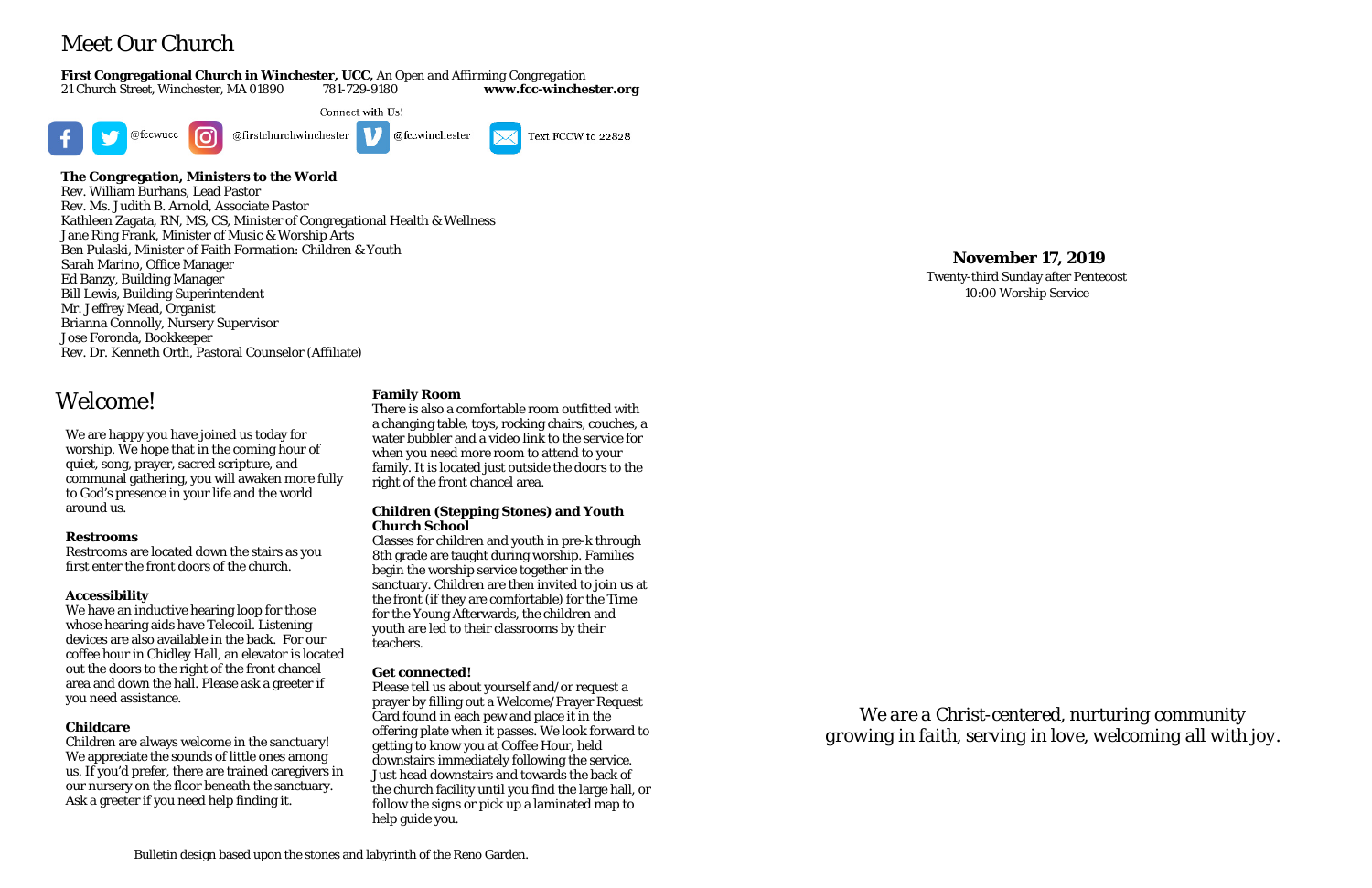# Meet Our Church

**First Congregational Church in Winchester, UCC,** *An Open and Affirming Congregation*
21 Church Street, Winchester, MA 01890 781-729-9180 **www.fcc-winchester.org**

Connect with Us!

@fccwucc @firstchurchwinchester @fccwinchester Text FCCW to 22828

**The Congregation, Ministers to the World**
Rev. William Burhans, Lead Pastor
Rev. Ms. Judith B. Arnold, Associate Pastor
Kathleen Zagata, RN, MS, CS, Minister of Congregational Health & Wellness
Jane Ring Frank, Minister of Music & Worship Arts
Ben Pulaski, Minister of Faith Formation: Children & Youth
Sarah Marino, Office Manager
Ed Banzy, Building Manager
Bill Lewis, Building Superintendent
Mr. Jeffrey Mead, Organist
Brianna Connolly, Nursery Supervisor
Jose Foronda, Bookkeeper
Rev. Dr. Kenneth Orth, Pastoral Counselor (Affiliate)

# Welcome!

We are happy you have joined us today for worship. We hope that in the coming hour of quiet, song, prayer, sacred scripture, and communal gathering, you will awaken more fully to God's presence in your life and the world around us.

**Restrooms**
Restrooms are located down the stairs as you first enter the front doors of the church.

**Accessibility**
We have an inductive hearing loop for those whose hearing aids have Telecoil. Listening devices are also available in the back. For our coffee hour in Chidley Hall, an elevator is located out the doors to the right of the front chancel area and down the hall. Please ask a greeter if you need assistance.

**Childcare**
Children are always welcome in the sanctuary! We appreciate the sounds of little ones among us. If you'd prefer, there are trained caregivers in our nursery on the floor beneath the sanctuary. Ask a greeter if you need help finding it.

**Family Room**
There is also a comfortable room outfitted with a changing table, toys, rocking chairs, couches, a water bubbler and a video link to the service for when you need more room to attend to your family. It is located just outside the doors to the right of the front chancel area.

**Children (Stepping Stones) and Youth Church School**
Classes for children and youth in pre-k through 8th grade are taught during worship. Families begin the worship service together in the sanctuary. Children are then invited to join us at the front (if they are comfortable) for the Time for the Young Afterwards, the children and youth are led to their classrooms by their teachers.

**Get connected!**
Please tell us about yourself and/or request a prayer by filling out a Welcome/Prayer Request Card found in each pew and place it in the offering plate when it passes. We look forward to getting to know you at Coffee Hour, held downstairs immediately following the service. Just head downstairs and towards the back of the church facility until you find the large hall, or follow the signs or pick up a laminated map to help guide you.

Bulletin design based upon the stones and labyrinth of the Reno Garden.

**November 17, 2019**
Twenty-third Sunday after Pentecost
10:00 Worship Service

We are a Christ-centered, nurturing community growing in faith, serving in love, welcoming all with joy.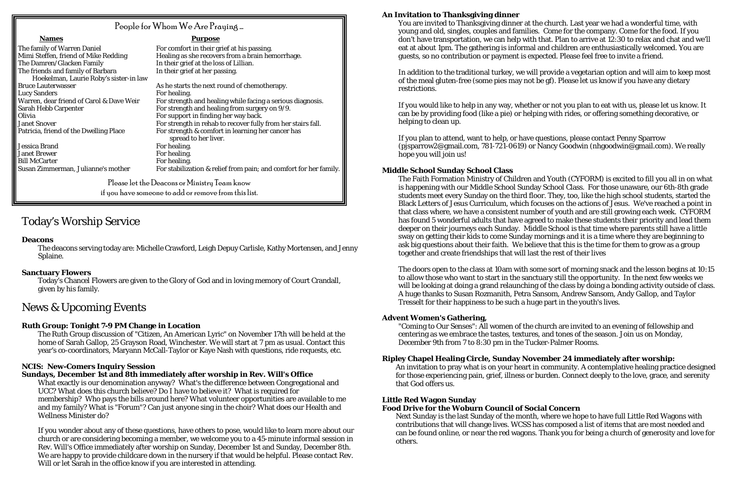## People for Whom We Are Praying …

| Names | Purpose |
|---|---|
| The family of Warren Daniel | For comfort in their grief at his passing. |
| Mimi Steffen, friend of Mike Redding | Healing as she recovers from a brain hemorrhage. |
| The Damren/Glacken Family | In their grief at the loss of Lillian. |
| The friends and family of Barbara Hoekelman, Laurie Roby's sister-in law | In their grief at her passing. |
| Bruce Lauterwasser | As he starts the next round of chemotherapy. |
| Lucy Sanders | For healing. |
| Warren, dear friend of Carol & Dave Weir | For strength and healing while facing a serious diagnosis. |
| Sarah Hebb Carpenter | For strength and healing from surgery on 9/9. |
| Olivia | For support in finding her way back. |
| Janet Snover | For strength in rehab to recover fully from her stairs fall. |
| Patricia, friend of the Dwelling Place | For strength & comfort in learning her cancer has spread to her liver. |
| Jessica Brand | For healing. |
| Janet Brewer | For healing. |
| Bill McCarter | For healing. |
| Susan Zimmerman, Julianne's mother | For stabilization & relief from pain; and comfort for her family. |

Please let the Deacons or Ministry Team know if you have someone to add or remove from this list.

# Today's Worship Service

**Deacons**

The deacons serving today are: Michelle Crawford, Leigh Depuy Carlisle, Kathy Mortensen, and Jenny Splaine.

**Sanctuary Flowers**

Today's Chancel Flowers are given to the Glory of God and in loving memory of Court Crandall, given by his family.

# News & Upcoming Events

**Ruth Group: Tonight 7-9 PM Change in Location**

The Ruth Group discussion of "Citizen, An American Lyric" on November 17th will be held at the home of Sarah Gallop, 25 Grayson Road, Winchester. We will start at 7 pm as usual. Contact this year's co-coordinators, Maryann McCall-Taylor or Kaye Nash with questions, ride requests, etc.

**NCIS: New-Comers Inquiry Session**
**Sundays, December 1st and 8th immediately after worship in Rev. Will's Office**

What exactly is our denomination anyway? What's the difference between Congregational and UCC? What does this church believe? Do I have to believe it? What is required for membership? Who pays the bills around here? What volunteer opportunities are available to me and my family? What is "Forum"? Can just anyone sing in the choir? What does our Health and Wellness Minister do?

If you wonder about any of these questions, have others to pose, would like to learn more about our church or are considering becoming a member, we welcome you to a 45-minute informal session in Rev. Will's Office immediately after worship on Sunday, December 1st and Sunday, December 8th. We are happy to provide childcare down in the nursery if that would be helpful. Please contact Rev. Will or let Sarah in the office know if you are interested in attending.

**An Invitation to Thanksgiving dinner**

You are invited to Thanksgiving dinner at the church. Last year we had a wonderful time, with young and old, singles, couples and families. Come for the company. Come for the food. If you don't have transportation, we can help with that. Plan to arrive at 12:30 to relax and chat and we'll eat at about 1pm. The gathering is informal and children are enthusiastically welcomed. You are guests, so no contribution or payment is expected. Please feel free to invite a friend.

In addition to the traditional turkey, we will provide a vegetarian option and will aim to keep most of the meal gluten-free (some pies may not be gf). Please let us know if you have any dietary restrictions.

If you would like to help in any way, whether or not you plan to eat with us, please let us know. It can be by providing food (like a pie) or helping with rides, or offering something decorative, or helping to clean up.

If you plan to attend, want to help, or have questions, please contact Penny Sparrow (pjsparrow2@gmail.com, 781-721-0619) or Nancy Goodwin (nhgoodwin@gmail.com). We really hope you will join us!

**Middle School Sunday School Class**

The Faith Formation Ministry of Children and Youth (CYFORM) is excited to fill you all in on what is happening with our Middle School Sunday School Class. For those unaware, our 6th-8th grade students meet every Sunday on the third floor. They, too, like the high school students, started the Black Letters of Jesus Curriculum, which focuses on the actions of Jesus. We've reached a point in that class where, we have a consistent number of youth and are still growing each week. CYFORM has found 5 wonderful adults that have agreed to make these students their priority and lead them deeper on their journeys each Sunday. Middle School is that time where parents still have a little sway on getting their kids to come Sunday mornings and it is a time where they are beginning to ask big questions about their faith. We believe that this is the time for them to grow as a group together and create friendships that will last the rest of their lives

The doors open to the class at 10am with some sort of morning snack and the lesson begins at 10:15 to allow those who want to start in the sanctuary still the opportunity. In the next few weeks we will be looking at doing a grand relaunching of the class by doing a bonding activity outside of class. A huge thanks to Susan Rozmanith, Petra Sansom, Andrew Sansom, Andy Gallop, and Taylor Tresselt for their happiness to be such a huge part in the youth's lives.

**Advent Women's Gathering,**

"Coming to Our Senses": All women of the church are invited to an evening of fellowship and centering as we embrace the tastes, textures, and tones of the season. Join us on Monday, December 9th from 7 to 8:30 pm in the Tucker-Palmer Rooms.

**Ripley Chapel Healing Circle, Sunday November 24 immediately after worship:**

An invitation to pray what is on your heart in community. A contemplative healing practice designed for those experiencing pain, grief, illness or burden. Connect deeply to the love, grace, and serenity that God offers us.

**Little Red Wagon Sunday**
**Food Drive for the Woburn Council of Social Concern**

Next Sunday is the last Sunday of the month, where we hope to have full Little Red Wagons with contributions that will change lives. WCSS has composed a list of items that are most needed and can be found online, or near the red wagons. Thank you for being a church of generosity and love for others.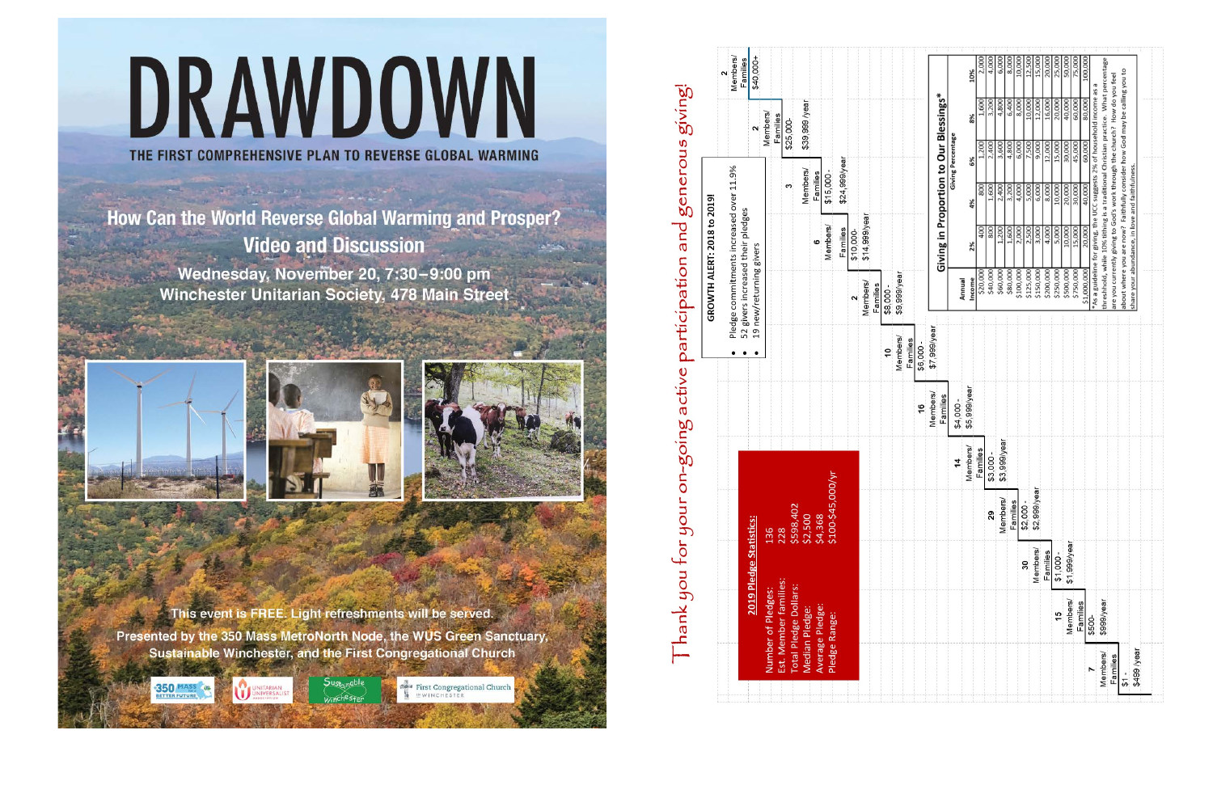# DRAWDOWN

THE FIRST COMPREHENSIVE PLAN TO REVERSE GLOBAL WARMING

## How Can the World Reverse Global Warming and Prosper?

## Video and Discussion

**Wednesday, November 20, 7:30–9:00 pm**

**Winchester Unitarian Society, 478 Main Street**

This event is FREE. Light refreshments will be served.

Presented by the 350 Mass MetroNorth Node, the WUS Green Sanctuary, Sustainable Winchester, and the First Congregational Church

350 MASS BETTER FUTURE · UNITARIAN UNIVERSALIST ASSOCIATION · Sustainable Winchester · First Congregational Church in WINCHESTER

---

*Thank you for your on-going active participation and generous giving!*

**GROWTH ALERT: 2018 to 2019!**

- Pledge commitments increased over 11.9%
- 52 givers increased their pledges
- 19 new/returning givers

**2019 Pledge Statistics:**

| | |
|---|---|
| Number of Pledges: | 136 |
| Est. Member families: | 228 |
| Total Pledge Dollars: | $598,402 |
| Median Pledge: | $2,500 |
| Average Pledge: | $4,368 |
| Pledge Range: | $100-$45,000/yr |

7 Members/Families
$1 - $499 /year

15 Members/Families
$500- $999/year

30 Members/Families
$1,000 - $1,999/year

29 Members/Families
$2,000 - $2,999/year

14 Members/Families
$3,000 - $3,999/year

16 Members/Families
$4,000 - $5,999/year

10 Members/Families
$6,000 - $7,999/year

2 Members/Families
$8,000 - $9,999/year

6 Members/Families
$10,000- $14,999/year

3 Members/Families
$15,000 - $24,999/year

2 Members/Families
$25,000- $39,999 /year

2 Members/Families
$40,000+

**Giving in Proportion to Our Blessings***

| Annual Income | Giving Percentage | | | | |
|---|---|---|---|---|---|
| | 2% | 4% | 6% | 8% | 10% |
| $20,000 | 400 | 800 | 1,200 | 1,600 | 2,000 |
| $40,000 | 800 | 1,600 | 2,400 | 3,200 | 4,000 |
| $60,000 | 1,200 | 2,400 | 3,600 | 4,800 | 6,000 |
| $80,000 | 1,600 | 3,200 | 4,800 | 6,400 | 8,000 |
| $100,000 | 2,000 | 4,000 | 6,000 | 8,000 | 10,000 |
| $125,000 | 2,500 | 5,000 | 7,500 | 10,000 | 12,500 |
| $150,000 | 3,000 | 6,000 | 9,000 | 12,000 | 15,000 |
| $200,000 | 4,000 | 8,000 | 12,000 | 16,000 | 20,000 |
| $250,000 | 5,000 | 10,000 | 15,000 | 20,000 | 25,000 |
| $500,000 | 10,000 | 20,000 | 30,000 | 40,000 | 50,000 |
| $750,000 | 15,000 | 30,000 | 45,000 | 60,000 | 75,000 |
| $1,000,000 | 20,000 | 40,000 | 60,000 | 80,000 | 100,000 |

*As a guideline for giving, the UCC suggests 2% of household income as a threshold, while 10% tithing is a traditional Christian practice. What percentage are you currently giving to God's work through the church? How do you feel about where you are now? Faithfully consider how God may be calling you to share your abundance, in love and faithfulness.